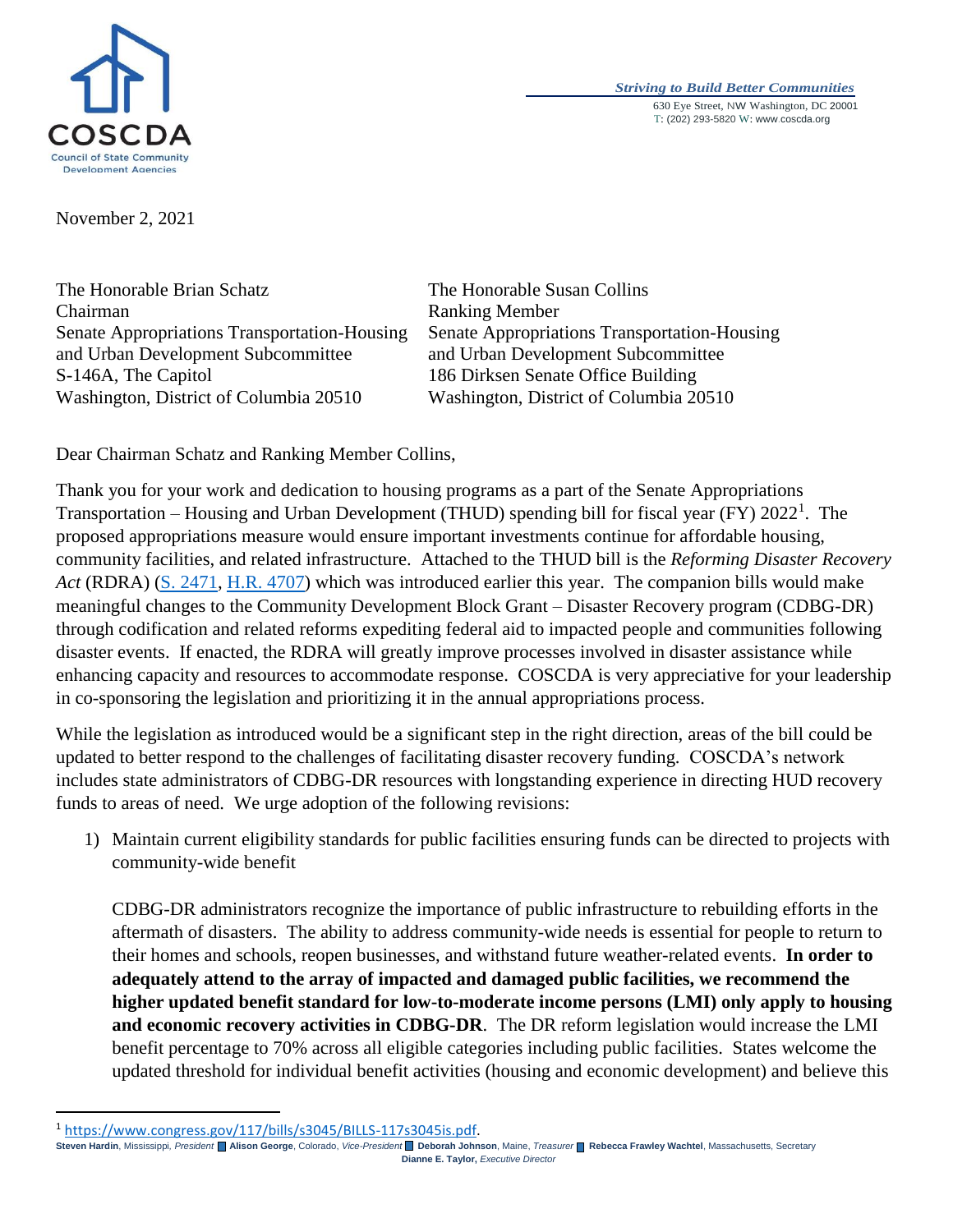COSCDA
Council of State Community Development Agencies

*Striving to Build Better Communities*
630 Eye Street, NW Washington, DC 20001
T: (202) 293-5820 W: www.coscda.org

November 2, 2021

The Honorable Brian Schatz
Chairman
Senate Appropriations Transportation-Housing and Urban Development Subcommittee
S-146A, The Capitol
Washington, District of Columbia 20510

The Honorable Susan Collins
Ranking Member
Senate Appropriations Transportation-Housing and Urban Development Subcommittee
186 Dirksen Senate Office Building
Washington, District of Columbia 20510

Dear Chairman Schatz and Ranking Member Collins,

Thank you for your work and dedication to housing programs as a part of the Senate Appropriations Transportation – Housing and Urban Development (THUD) spending bill for fiscal year (FY) 2022[1]. The proposed appropriations measure would ensure important investments continue for affordable housing, community facilities, and related infrastructure. Attached to the THUD bill is the *Reforming Disaster Recovery Act* (RDRA) (S. 2471, H.R. 4707) which was introduced earlier this year. The companion bills would make meaningful changes to the Community Development Block Grant – Disaster Recovery program (CDBG-DR) through codification and related reforms expediting federal aid to impacted people and communities following disaster events. If enacted, the RDRA will greatly improve processes involved in disaster assistance while enhancing capacity and resources to accommodate response. COSCDA is very appreciative for your leadership in co-sponsoring the legislation and prioritizing it in the annual appropriations process.

While the legislation as introduced would be a significant step in the right direction, areas of the bill could be updated to better respond to the challenges of facilitating disaster recovery funding. COSCDA's network includes state administrators of CDBG-DR resources with longstanding experience in directing HUD recovery funds to areas of need. We urge adoption of the following revisions:

1) Maintain current eligibility standards for public facilities ensuring funds can be directed to projects with community-wide benefit

   CDBG-DR administrators recognize the importance of public infrastructure to rebuilding efforts in the aftermath of disasters. The ability to address community-wide needs is essential for people to return to their homes and schools, reopen businesses, and withstand future weather-related events. **In order to adequately attend to the array of impacted and damaged public facilities, we recommend the higher updated benefit standard for low-to-moderate income persons (LMI) only apply to housing and economic recovery activities in CDBG-DR**. The DR reform legislation would increase the LMI benefit percentage to 70% across all eligible categories including public facilities. States welcome the updated threshold for individual benefit activities (housing and economic development) and believe this

[1] https://www.congress.gov/117/bills/s3045/BILLS-117s3045is.pdf.

**Steven Hardin**, Mississippi, *President* **Alison George**, Colorado, *Vice-President* **Deborah Johnson**, Maine, *Treasurer* **Rebecca Frawley Wachtel**, Massachusetts, Secretary
**Dianne E. Taylor,** *Executive Director*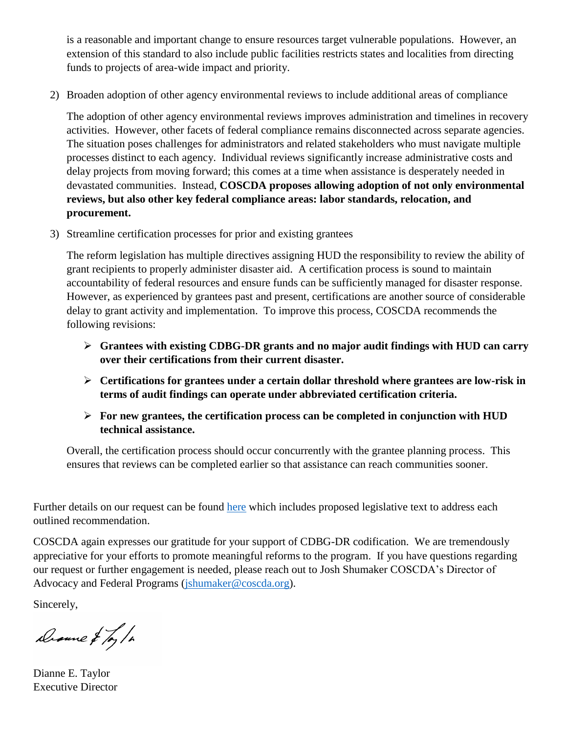is a reasonable and important change to ensure resources target vulnerable populations. However, an extension of this standard to also include public facilities restricts states and localities from directing funds to projects of area-wide impact and priority.

2) Broaden adoption of other agency environmental reviews to include additional areas of compliance

   The adoption of other agency environmental reviews improves administration and timelines in recovery activities. However, other facets of federal compliance remains disconnected across separate agencies. The situation poses challenges for administrators and related stakeholders who must navigate multiple processes distinct to each agency. Individual reviews significantly increase administrative costs and delay projects from moving forward; this comes at a time when assistance is desperately needed in devastated communities. Instead, **COSCDA proposes allowing adoption of not only environmental reviews, but also other key federal compliance areas: labor standards, relocation, and procurement.**

3) Streamline certification processes for prior and existing grantees

   The reform legislation has multiple directives assigning HUD the responsibility to review the ability of grant recipients to properly administer disaster aid. A certification process is sound to maintain accountability of federal resources and ensure funds can be sufficiently managed for disaster response. However, as experienced by grantees past and present, certifications are another source of considerable delay to grant activity and implementation. To improve this process, COSCDA recommends the following revisions:

   - **Grantees with existing CDBG-DR grants and no major audit findings with HUD can carry over their certifications from their current disaster.**
   - **Certifications for grantees under a certain dollar threshold where grantees are low-risk in terms of audit findings can operate under abbreviated certification criteria.**
   - **For new grantees, the certification process can be completed in conjunction with HUD technical assistance.**

   Overall, the certification process should occur concurrently with the grantee planning process. This ensures that reviews can be completed earlier so that assistance can reach communities sooner.

Further details on our request can be found here which includes proposed legislative text to address each outlined recommendation.

COSCDA again expresses our gratitude for your support of CDBG-DR codification. We are tremendously appreciative for your efforts to promote meaningful reforms to the program. If you have questions regarding our request or further engagement is needed, please reach out to Josh Shumaker COSCDA's Director of Advocacy and Federal Programs (jshumaker@coscda.org).

Sincerely,

Dianne E. Taylor
Executive Director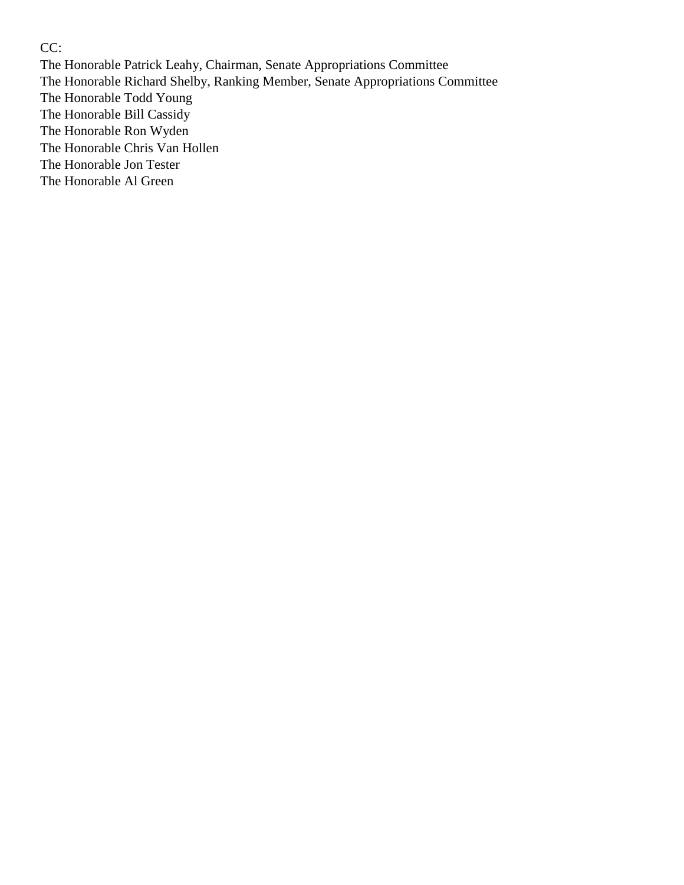CC:

The Honorable Patrick Leahy, Chairman, Senate Appropriations Committee
The Honorable Richard Shelby, Ranking Member, Senate Appropriations Committee
The Honorable Todd Young
The Honorable Bill Cassidy
The Honorable Ron Wyden
The Honorable Chris Van Hollen
The Honorable Jon Tester
The Honorable Al Green